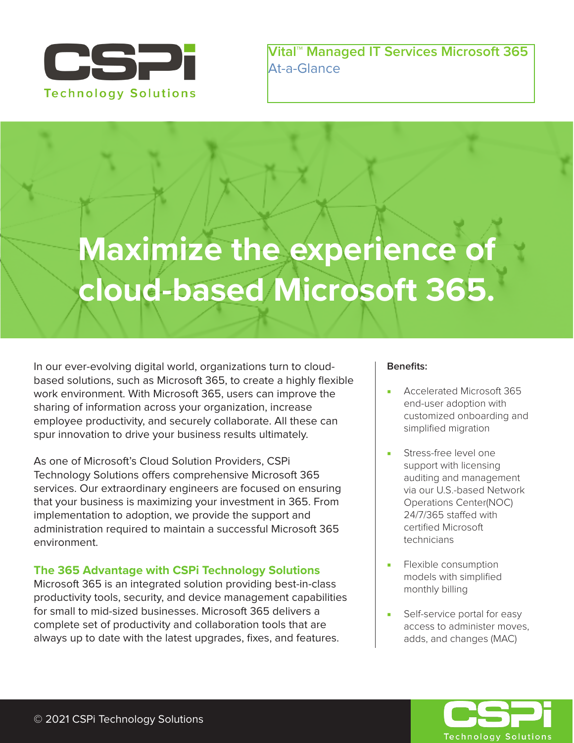CSPi Technology Solutions

Vital™ Managed IT Services Microsoft 365
At-a-Glance

# Maximize the experience of cloud-based Microsoft 365.

In our ever-evolving digital world, organizations turn to cloud-based solutions, such as Microsoft 365, to create a highly flexible work environment. With Microsoft 365, users can improve the sharing of information across your organization, increase employee productivity, and securely collaborate. All these can spur innovation to drive your business results ultimately.

As one of Microsoft's Cloud Solution Providers, CSPi Technology Solutions offers comprehensive Microsoft 365 services. Our extraordinary engineers are focused on ensuring that your business is maximizing your investment in 365. From implementation to adoption, we provide the support and administration required to maintain a successful Microsoft 365 environment.

## The 365 Advantage with CSPi Technology Solutions

Microsoft 365 is an integrated solution providing best-in-class productivity tools, security, and device management capabilities for small to mid-sized businesses. Microsoft 365 delivers a complete set of productivity and collaboration tools that are always up to date with the latest upgrades, fixes, and features.

**Benefits:**

- Accelerated Microsoft 365 end-user adoption with customized onboarding and simplified migration
- Stress-free level one support with licensing auditing and management via our U.S.-based Network Operations Center(NOC) 24/7/365 staffed with certified Microsoft technicians
- Flexible consumption models with simplified monthly billing
- Self-service portal for easy access to administer moves, adds, and changes (MAC)

© 2021 CSPi Technology Solutions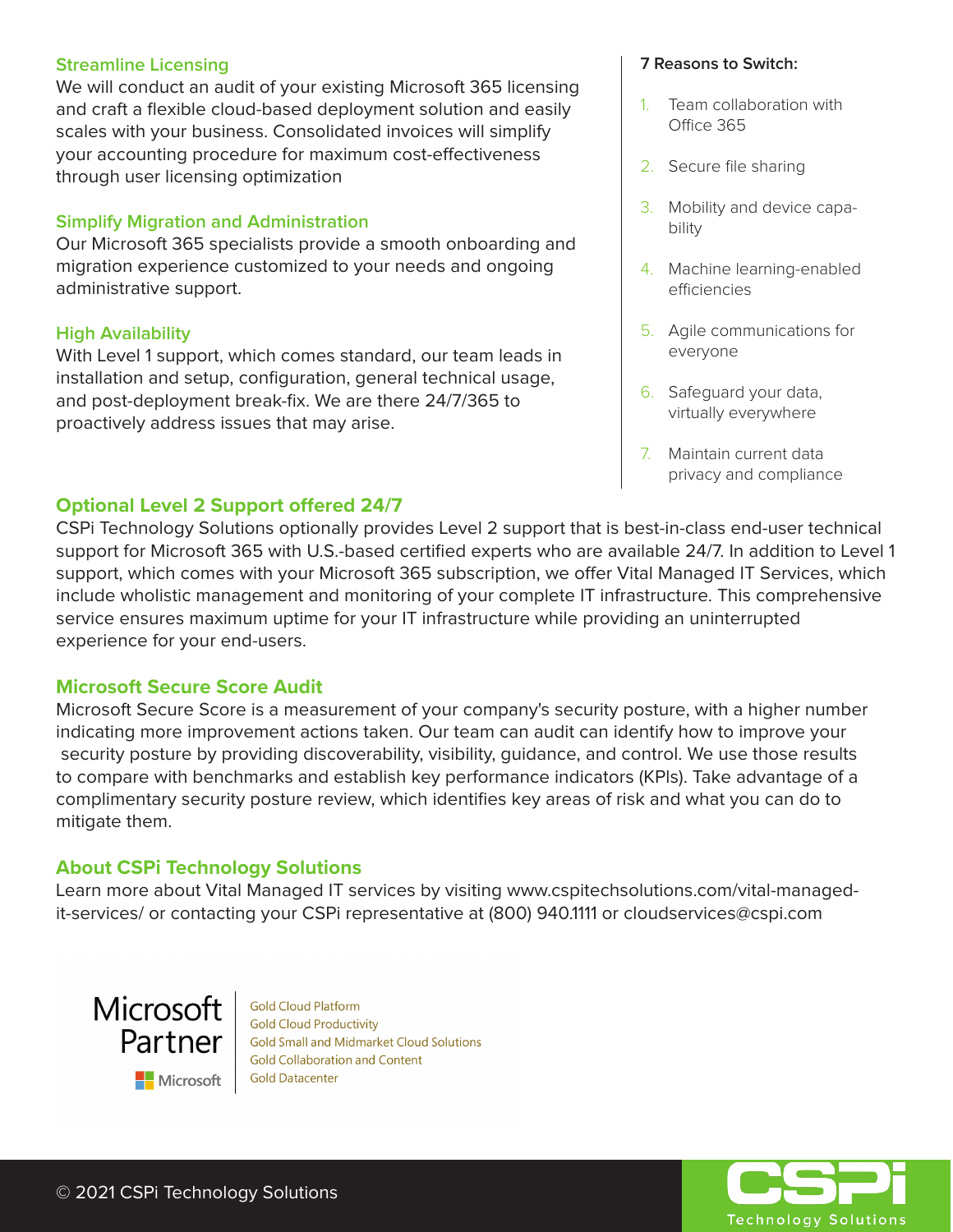## Streamline Licensing

We will conduct an audit of your existing Microsoft 365 licensing and craft a flexible cloud-based deployment solution and easily scales with your business. Consolidated invoices will simplify your accounting procedure for maximum cost-effectiveness through user licensing optimization

## Simplify Migration and Administration

Our Microsoft 365 specialists provide a smooth onboarding and migration experience customized to your needs and ongoing administrative support.

## High Availability

With Level 1 support, which comes standard, our team leads in installation and setup, configuration, general technical usage, and post-deployment break-fix. We are there 24/7/365 to proactively address issues that may arise.

**7 Reasons to Switch:**

1. Team collaboration with Office 365
2. Secure file sharing
3. Mobility and device capability
4. Machine learning-enabled efficiencies
5. Agile communications for everyone
6. Safeguard your data, virtually everywhere
7. Maintain current data privacy and compliance

## Optional Level 2 Support offered 24/7

CSPi Technology Solutions optionally provides Level 2 support that is best-in-class end-user technical support for Microsoft 365 with U.S.-based certified experts who are available 24/7. In addition to Level 1 support, which comes with your Microsoft 365 subscription, we offer Vital Managed IT Services, which include wholistic management and monitoring of your complete IT infrastructure. This comprehensive service ensures maximum uptime for your IT infrastructure while providing an uninterrupted experience for your end-users.

## Microsoft Secure Score Audit

Microsoft Secure Score is a measurement of your company's security posture, with a higher number indicating more improvement actions taken. Our team can audit can identify how to improve your security posture by providing discoverability, visibility, guidance, and control. We use those results to compare with benchmarks and establish key performance indicators (KPIs). Take advantage of a complimentary security posture review, which identifies key areas of risk and what you can do to mitigate them.

## About CSPi Technology Solutions

Learn more about Vital Managed IT services by visiting www.cspitechsolutions.com/vital-managed-it-services/ or contacting your CSPi representative at (800) 940.1111 or cloudservices@cspi.com

Microsoft Partner

Microsoft

Gold Cloud Platform
Gold Cloud Productivity
Gold Small and Midmarket Cloud Solutions
Gold Collaboration and Content
Gold Datacenter

© 2021 CSPi Technology Solutions

CSPi Technology Solutions